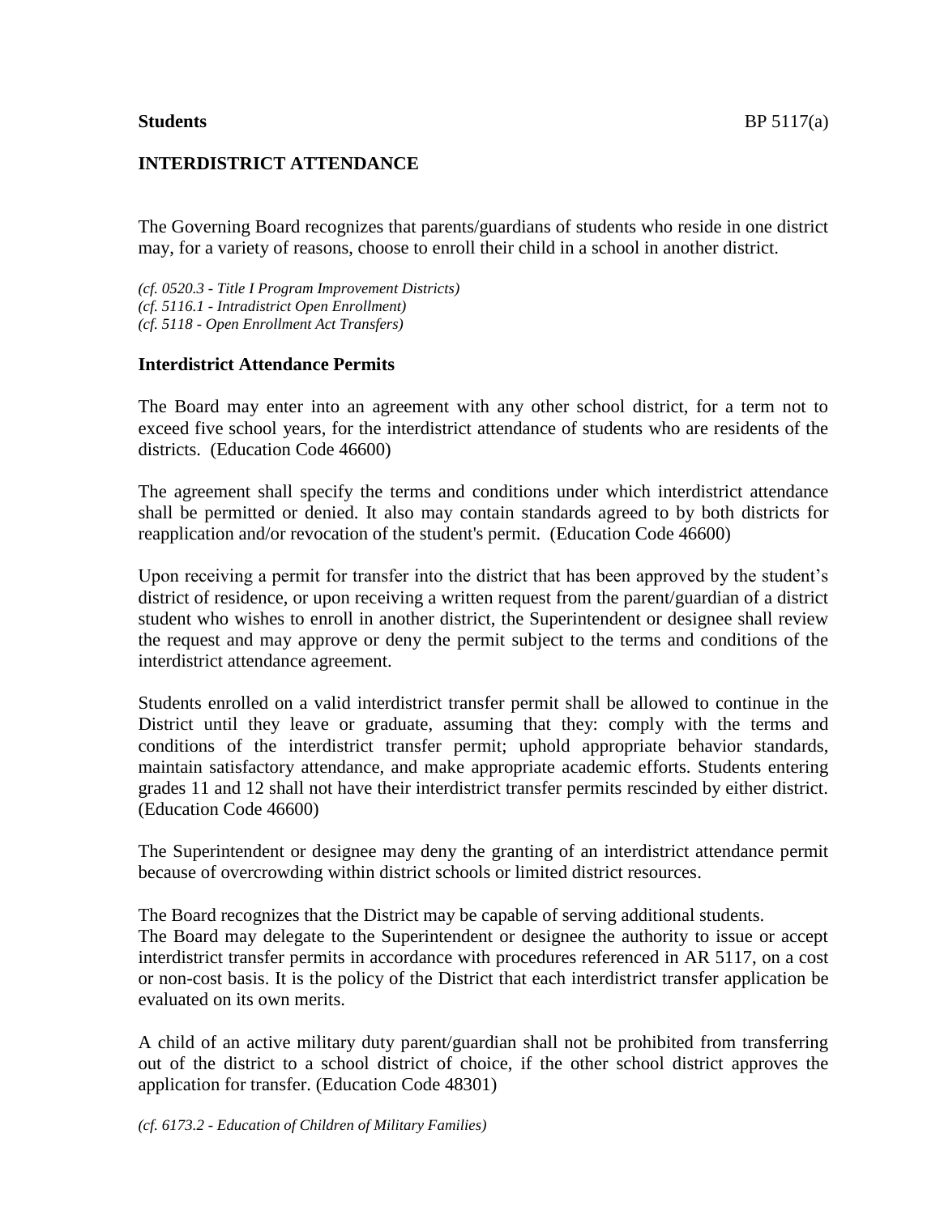**Students** BP 5117(a)

## INTERDISTRICT ATTENDANCE

The Governing Board recognizes that parents/guardians of students who reside in one district may, for a variety of reasons, choose to enroll their child in a school in another district.

*(cf. 0520.3 - Title I Program Improvement Districts)*
*(cf. 5116.1 - Intradistrict Open Enrollment)*
*(cf. 5118 - Open Enrollment Act Transfers)*

### Interdistrict Attendance Permits

The Board may enter into an agreement with any other school district, for a term not to exceed five school years, for the interdistrict attendance of students who are residents of the districts. (Education Code 46600)

The agreement shall specify the terms and conditions under which interdistrict attendance shall be permitted or denied. It also may contain standards agreed to by both districts for reapplication and/or revocation of the student's permit. (Education Code 46600)

Upon receiving a permit for transfer into the district that has been approved by the student's district of residence, or upon receiving a written request from the parent/guardian of a district student who wishes to enroll in another district, the Superintendent or designee shall review the request and may approve or deny the permit subject to the terms and conditions of the interdistrict attendance agreement.

Students enrolled on a valid interdistrict transfer permit shall be allowed to continue in the District until they leave or graduate, assuming that they: comply with the terms and conditions of the interdistrict transfer permit; uphold appropriate behavior standards, maintain satisfactory attendance, and make appropriate academic efforts. Students entering grades 11 and 12 shall not have their interdistrict transfer permits rescinded by either district. (Education Code 46600)

The Superintendent or designee may deny the granting of an interdistrict attendance permit because of overcrowding within district schools or limited district resources.

The Board recognizes that the District may be capable of serving additional students.
The Board may delegate to the Superintendent or designee the authority to issue or accept interdistrict transfer permits in accordance with procedures referenced in AR 5117, on a cost or non-cost basis. It is the policy of the District that each interdistrict transfer application be evaluated on its own merits.

A child of an active military duty parent/guardian shall not be prohibited from transferring out of the district to a school district of choice, if the other school district approves the application for transfer. (Education Code 48301)

*(cf. 6173.2 - Education of Children of Military Families)*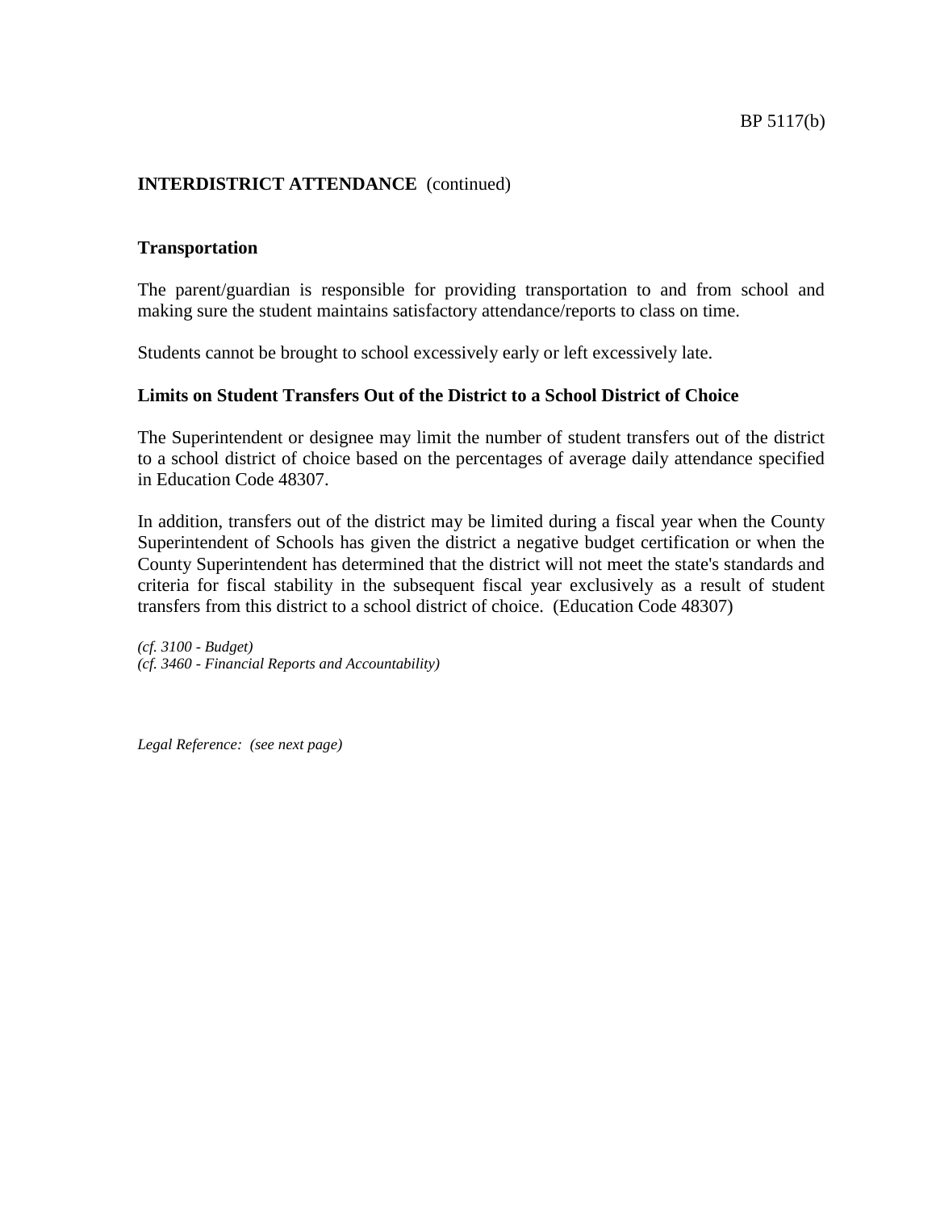**INTERDISTRICT ATTENDANCE** (continued)

**Transportation**

The parent/guardian is responsible for providing transportation to and from school and making sure the student maintains satisfactory attendance/reports to class on time.

Students cannot be brought to school excessively early or left excessively late.

**Limits on Student Transfers Out of the District to a School District of Choice**

The Superintendent or designee may limit the number of student transfers out of the district to a school district of choice based on the percentages of average daily attendance specified in Education Code 48307.

In addition, transfers out of the district may be limited during a fiscal year when the County Superintendent of Schools has given the district a negative budget certification or when the County Superintendent has determined that the district will not meet the state's standards and criteria for fiscal stability in the subsequent fiscal year exclusively as a result of student transfers from this district to a school district of choice. (Education Code 48307)

*(cf. 3100 - Budget)*
*(cf. 3460 - Financial Reports and Accountability)*

*Legal Reference: (see next page)*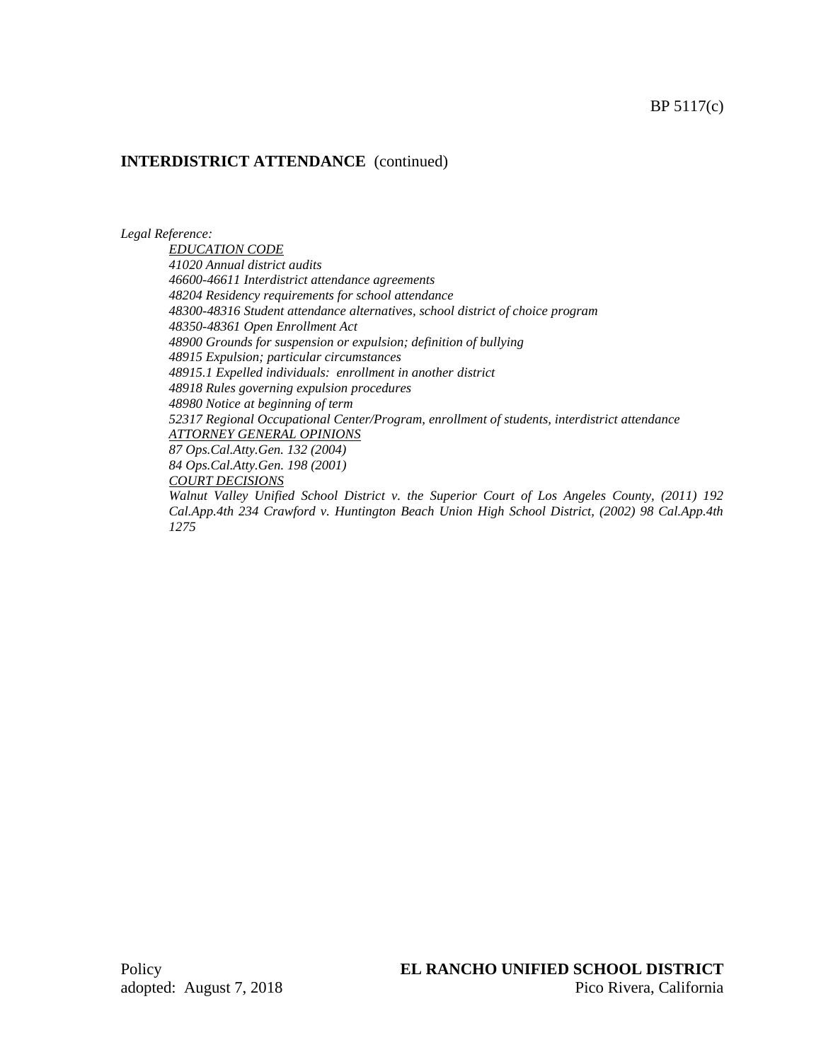**INTERDISTRICT ATTENDANCE** (continued)

*Legal Reference:*

*EDUCATION CODE*

*41020 Annual district audits*

*46600-46611 Interdistrict attendance agreements*

*48204 Residency requirements for school attendance*

*48300-48316 Student attendance alternatives, school district of choice program*

*48350-48361 Open Enrollment Act*

*48900 Grounds for suspension or expulsion; definition of bullying*

*48915 Expulsion; particular circumstances*

*48915.1 Expelled individuals: enrollment in another district*

*48918 Rules governing expulsion procedures*

*48980 Notice at beginning of term*

*52317 Regional Occupational Center/Program, enrollment of students, interdistrict attendance*

*ATTORNEY GENERAL OPINIONS*

*87 Ops.Cal.Atty.Gen. 132 (2004)*

*84 Ops.Cal.Atty.Gen. 198 (2001)*

*COURT DECISIONS*

*Walnut Valley Unified School District v. the Superior Court of Los Angeles County, (2011) 192 Cal.App.4th 234 Crawford v. Huntington Beach Union High School District, (2002) 98 Cal.App.4th 1275*

Policy
adopted: August 7, 2018

**EL RANCHO UNIFIED SCHOOL DISTRICT**
Pico Rivera, California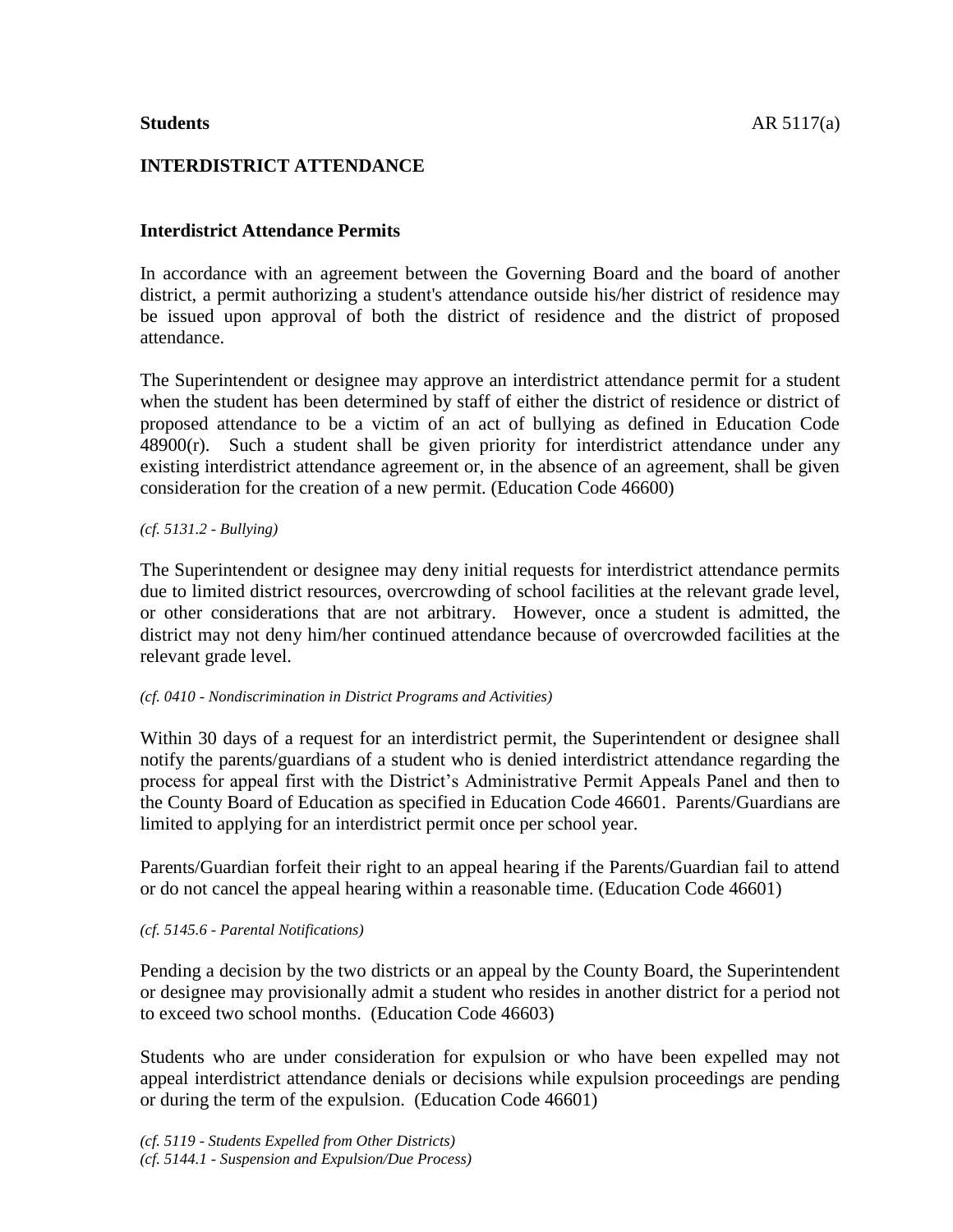**Students** AR 5117(a)

## INTERDISTRICT ATTENDANCE

### Interdistrict Attendance Permits

In accordance with an agreement between the Governing Board and the board of another district, a permit authorizing a student's attendance outside his/her district of residence may be issued upon approval of both the district of residence and the district of proposed attendance.

The Superintendent or designee may approve an interdistrict attendance permit for a student when the student has been determined by staff of either the district of residence or district of proposed attendance to be a victim of an act of bullying as defined in Education Code 48900(r). Such a student shall be given priority for interdistrict attendance under any existing interdistrict attendance agreement or, in the absence of an agreement, shall be given consideration for the creation of a new permit. (Education Code 46600)

*(cf. 5131.2 - Bullying)*

The Superintendent or designee may deny initial requests for interdistrict attendance permits due to limited district resources, overcrowding of school facilities at the relevant grade level, or other considerations that are not arbitrary. However, once a student is admitted, the district may not deny him/her continued attendance because of overcrowded facilities at the relevant grade level.

*(cf. 0410 - Nondiscrimination in District Programs and Activities)*

Within 30 days of a request for an interdistrict permit, the Superintendent or designee shall notify the parents/guardians of a student who is denied interdistrict attendance regarding the process for appeal first with the District's Administrative Permit Appeals Panel and then to the County Board of Education as specified in Education Code 46601. Parents/Guardians are limited to applying for an interdistrict permit once per school year.

Parents/Guardian forfeit their right to an appeal hearing if the Parents/Guardian fail to attend or do not cancel the appeal hearing within a reasonable time. (Education Code 46601)

*(cf. 5145.6 - Parental Notifications)*

Pending a decision by the two districts or an appeal by the County Board, the Superintendent or designee may provisionally admit a student who resides in another district for a period not to exceed two school months. (Education Code 46603)

Students who are under consideration for expulsion or who have been expelled may not appeal interdistrict attendance denials or decisions while expulsion proceedings are pending or during the term of the expulsion. (Education Code 46601)

*(cf. 5119 - Students Expelled from Other Districts)*
*(cf. 5144.1 - Suspension and Expulsion/Due Process)*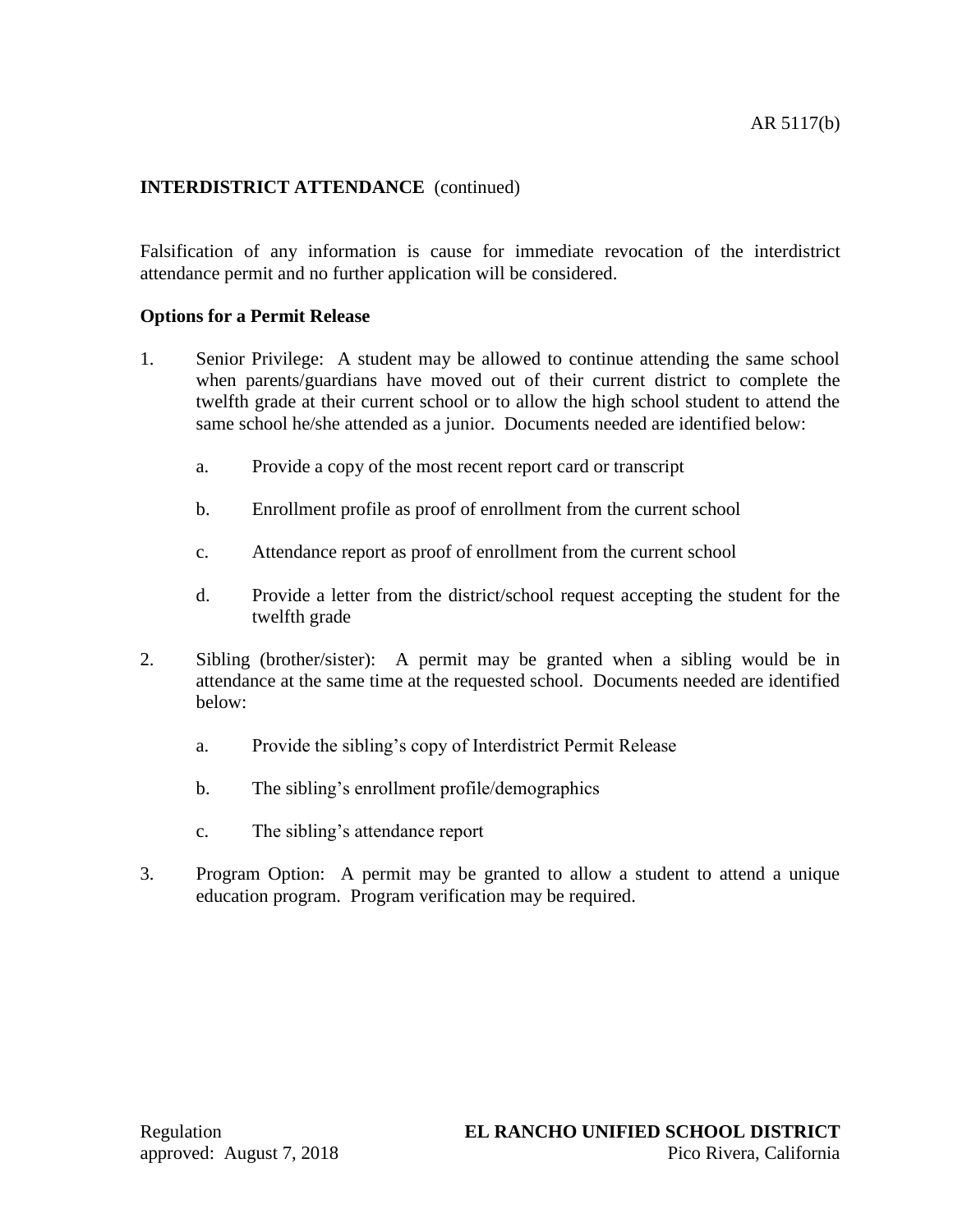**INTERDISTRICT ATTENDANCE** (continued)

Falsification of any information is cause for immediate revocation of the interdistrict attendance permit and no further application will be considered.

**Options for a Permit Release**

1. Senior Privilege: A student may be allowed to continue attending the same school when parents/guardians have moved out of their current district to complete the twelfth grade at their current school or to allow the high school student to attend the same school he/she attended as a junior. Documents needed are identified below:

   a. Provide a copy of the most recent report card or transcript

   b. Enrollment profile as proof of enrollment from the current school

   c. Attendance report as proof of enrollment from the current school

   d. Provide a letter from the district/school request accepting the student for the twelfth grade

2. Sibling (brother/sister): A permit may be granted when a sibling would be in attendance at the same time at the requested school. Documents needed are identified below:

   a. Provide the sibling's copy of Interdistrict Permit Release

   b. The sibling's enrollment profile/demographics

   c. The sibling's attendance report

3. Program Option: A permit may be granted to allow a student to attend a unique education program. Program verification may be required.

Regulation
approved: August 7, 2018

**EL RANCHO UNIFIED SCHOOL DISTRICT**
Pico Rivera, California